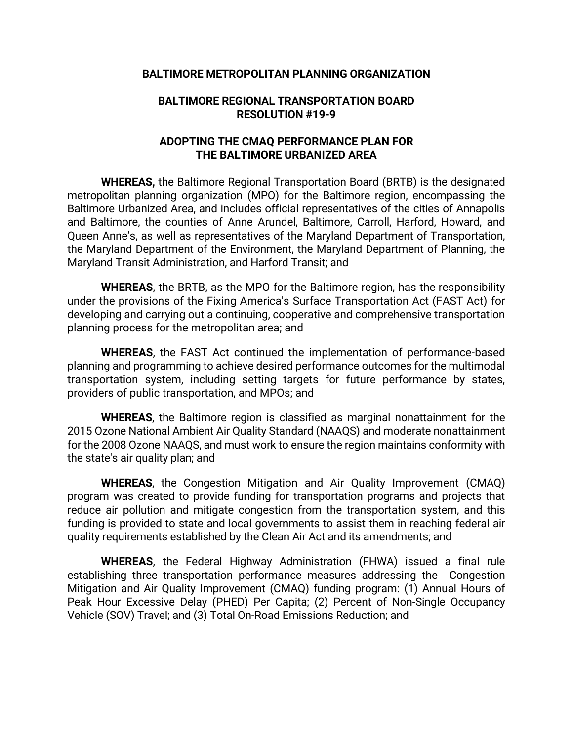**BALTIMORE METROPOLITAN PLANNING ORGANIZATION**

**BALTIMORE REGIONAL TRANSPORTATION BOARD**
**RESOLUTION #19-9**

**ADOPTING THE CMAQ PERFORMANCE PLAN FOR**
**THE BALTIMORE URBANIZED AREA**

**WHEREAS,** the Baltimore Regional Transportation Board (BRTB) is the designated metropolitan planning organization (MPO) for the Baltimore region, encompassing the Baltimore Urbanized Area, and includes official representatives of the cities of Annapolis and Baltimore, the counties of Anne Arundel, Baltimore, Carroll, Harford, Howard, and Queen Anne's, as well as representatives of the Maryland Department of Transportation, the Maryland Department of the Environment, the Maryland Department of Planning, the Maryland Transit Administration, and Harford Transit; and

**WHEREAS**, the BRTB, as the MPO for the Baltimore region, has the responsibility under the provisions of the Fixing America's Surface Transportation Act (FAST Act) for developing and carrying out a continuing, cooperative and comprehensive transportation planning process for the metropolitan area; and

**WHEREAS**, the FAST Act continued the implementation of performance-based planning and programming to achieve desired performance outcomes for the multimodal transportation system, including setting targets for future performance by states, providers of public transportation, and MPOs; and

**WHEREAS**, the Baltimore region is classified as marginal nonattainment for the 2015 Ozone National Ambient Air Quality Standard (NAAQS) and moderate nonattainment for the 2008 Ozone NAAQS, and must work to ensure the region maintains conformity with the state's air quality plan; and

**WHEREAS**, the Congestion Mitigation and Air Quality Improvement (CMAQ) program was created to provide funding for transportation programs and projects that reduce air pollution and mitigate congestion from the transportation system, and this funding is provided to state and local governments to assist them in reaching federal air quality requirements established by the Clean Air Act and its amendments; and

**WHEREAS**, the Federal Highway Administration (FHWA) issued a final rule establishing three transportation performance measures addressing the Congestion Mitigation and Air Quality Improvement (CMAQ) funding program: (1) Annual Hours of Peak Hour Excessive Delay (PHED) Per Capita; (2) Percent of Non-Single Occupancy Vehicle (SOV) Travel; and (3) Total On-Road Emissions Reduction; and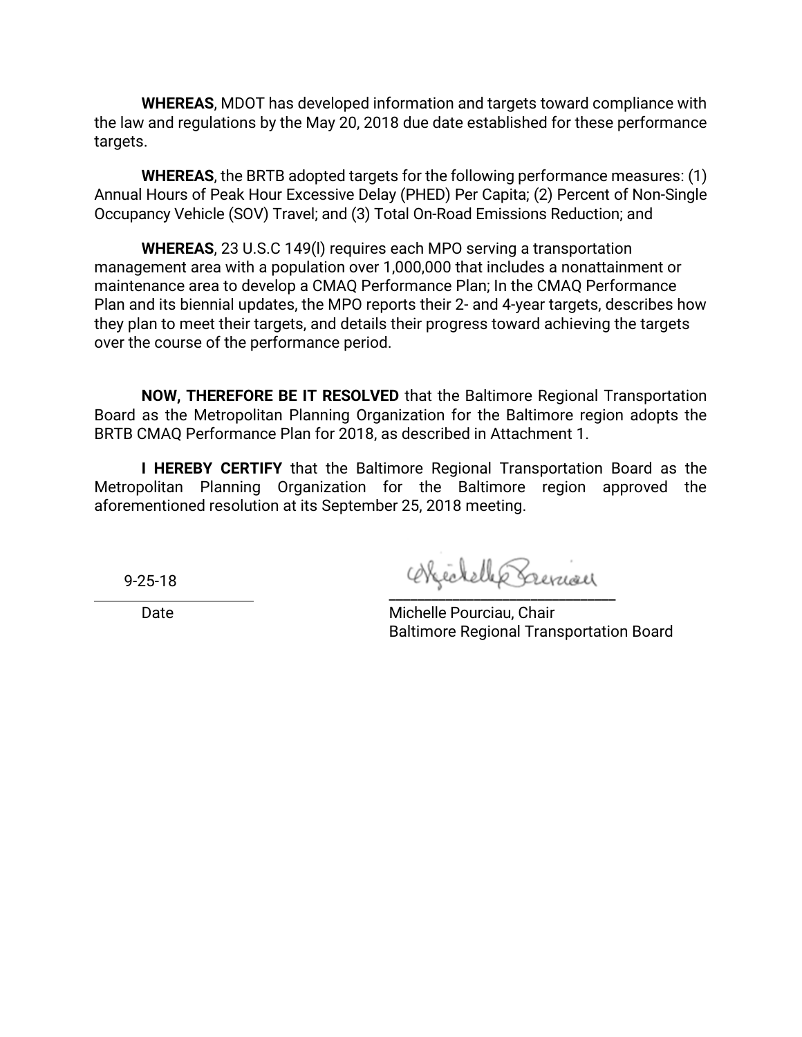**WHEREAS**, MDOT has developed information and targets toward compliance with the law and regulations by the May 20, 2018 due date established for these performance targets.

**WHEREAS**, the BRTB adopted targets for the following performance measures: (1) Annual Hours of Peak Hour Excessive Delay (PHED) Per Capita; (2) Percent of Non-Single Occupancy Vehicle (SOV) Travel; and (3) Total On-Road Emissions Reduction; and

**WHEREAS**, 23 U.S.C 149(l) requires each MPO serving a transportation management area with a population over 1,000,000 that includes a nonattainment or maintenance area to develop a CMAQ Performance Plan; In the CMAQ Performance Plan and its biennial updates, the MPO reports their 2- and 4-year targets, describes how they plan to meet their targets, and details their progress toward achieving the targets over the course of the performance period.

**NOW, THEREFORE BE IT RESOLVED** that the Baltimore Regional Transportation Board as the Metropolitan Planning Organization for the Baltimore region adopts the BRTB CMAQ Performance Plan for 2018, as described in Attachment 1.

**I HEREBY CERTIFY** that the Baltimore Regional Transportation Board as the Metropolitan Planning Organization for the Baltimore region approved the aforementioned resolution at its September 25, 2018 meeting.

9-25-18
Date

Michelle Pourciau, Chair
Baltimore Regional Transportation Board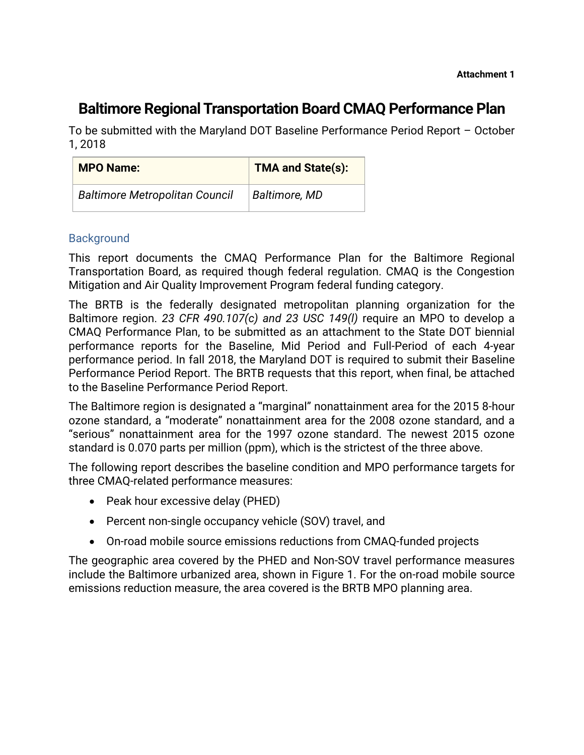Attachment 1

# Baltimore Regional Transportation Board CMAQ Performance Plan

To be submitted with the Maryland DOT Baseline Performance Period Report – October 1, 2018

| **MPO Name:** | **TMA and State(s):** |
|---|---|
| *Baltimore Metropolitan Council* | *Baltimore, MD* |

## Background

This report documents the CMAQ Performance Plan for the Baltimore Regional Transportation Board, as required though federal regulation. CMAQ is the Congestion Mitigation and Air Quality Improvement Program federal funding category.

The BRTB is the federally designated metropolitan planning organization for the Baltimore region. *23 CFR 490.107(c) and 23 USC 149(l)* require an MPO to develop a CMAQ Performance Plan, to be submitted as an attachment to the State DOT biennial performance reports for the Baseline, Mid Period and Full-Period of each 4-year performance period. In fall 2018, the Maryland DOT is required to submit their Baseline Performance Period Report. The BRTB requests that this report, when final, be attached to the Baseline Performance Period Report.

The Baltimore region is designated a "marginal" nonattainment area for the 2015 8-hour ozone standard, a "moderate" nonattainment area for the 2008 ozone standard, and a "serious" nonattainment area for the 1997 ozone standard. The newest 2015 ozone standard is 0.070 parts per million (ppm), which is the strictest of the three above.

The following report describes the baseline condition and MPO performance targets for three CMAQ-related performance measures:

- Peak hour excessive delay (PHED)
- Percent non-single occupancy vehicle (SOV) travel, and
- On-road mobile source emissions reductions from CMAQ-funded projects

The geographic area covered by the PHED and Non-SOV travel performance measures include the Baltimore urbanized area, shown in Figure 1. For the on-road mobile source emissions reduction measure, the area covered is the BRTB MPO planning area.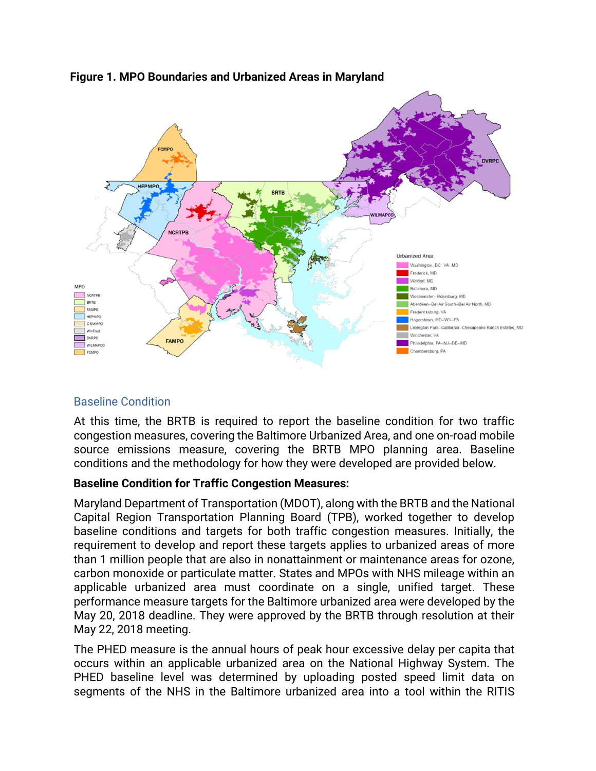**Figure 1. MPO Boundaries and Urbanized Areas in Maryland**

## Baseline Condition

At this time, the BRTB is required to report the baseline condition for two traffic congestion measures, covering the Baltimore Urbanized Area, and one on-road mobile source emissions measure, covering the BRTB MPO planning area. Baseline conditions and the methodology for how they were developed are provided below.

**Baseline Condition for Traffic Congestion Measures:**

Maryland Department of Transportation (MDOT), along with the BRTB and the National Capital Region Transportation Planning Board (TPB), worked together to develop baseline conditions and targets for both traffic congestion measures. Initially, the requirement to develop and report these targets applies to urbanized areas of more than 1 million people that are also in nonattainment or maintenance areas for ozone, carbon monoxide or particulate matter. States and MPOs with NHS mileage within an applicable urbanized area must coordinate on a single, unified target. These performance measure targets for the Baltimore urbanized area were developed by the May 20, 2018 deadline. They were approved by the BRTB through resolution at their May 22, 2018 meeting.

The PHED measure is the annual hours of peak hour excessive delay per capita that occurs within an applicable urbanized area on the National Highway System. The PHED baseline level was determined by uploading posted speed limit data on segments of the NHS in the Baltimore urbanized area into a tool within the RITIS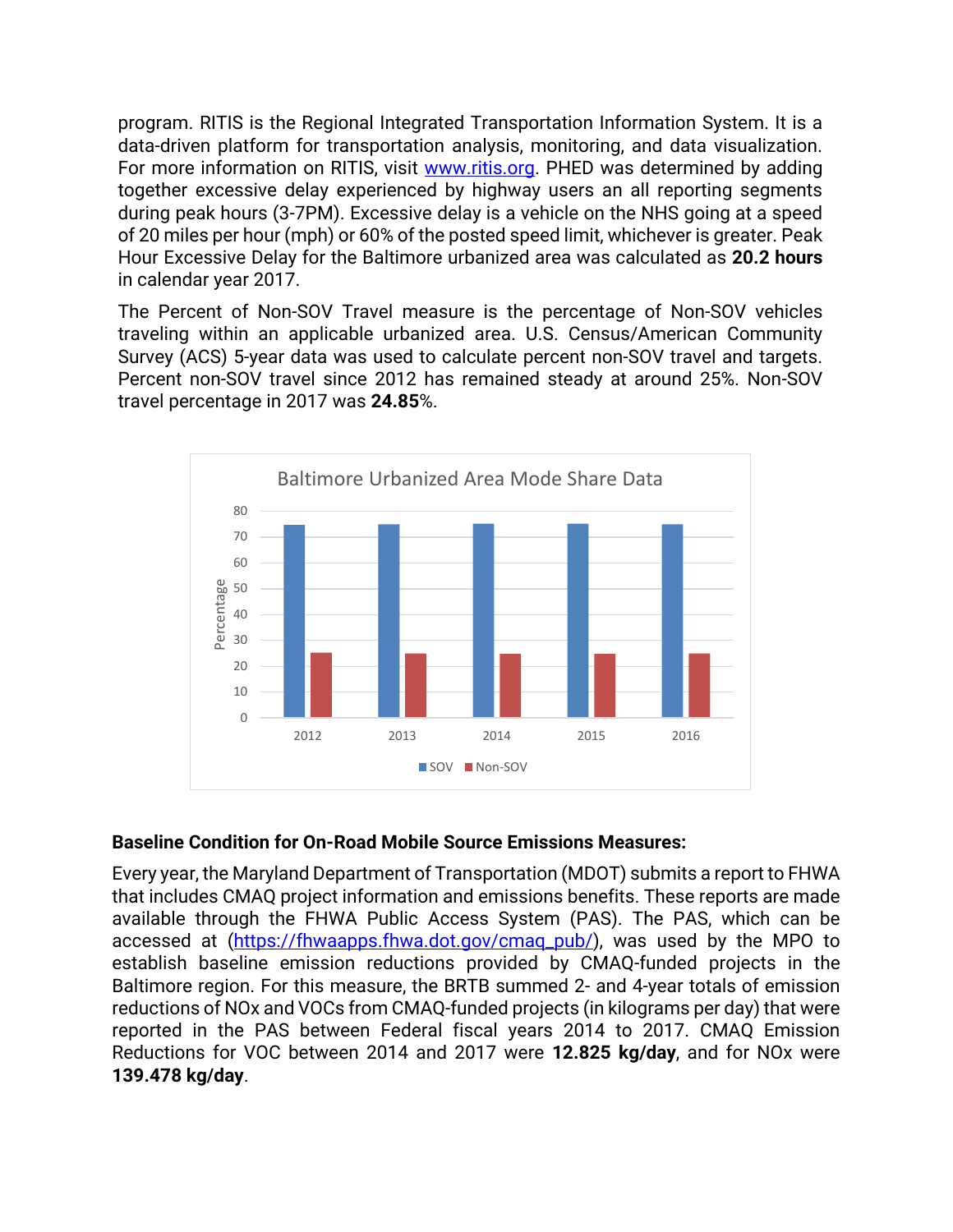program. RITIS is the Regional Integrated Transportation Information System. It is a data-driven platform for transportation analysis, monitoring, and data visualization. For more information on RITIS, visit [www.ritis.org](http://www.ritis.org). PHED was determined by adding together excessive delay experienced by highway users an all reporting segments during peak hours (3-7PM). Excessive delay is a vehicle on the NHS going at a speed of 20 miles per hour (mph) or 60% of the posted speed limit, whichever is greater. Peak Hour Excessive Delay for the Baltimore urbanized area was calculated as **20.2 hours** in calendar year 2017.

The Percent of Non-SOV Travel measure is the percentage of Non-SOV vehicles traveling within an applicable urbanized area. U.S. Census/American Community Survey (ACS) 5-year data was used to calculate percent non-SOV travel and targets. Percent non-SOV travel since 2012 has remained steady at around 25%. Non-SOV travel percentage in 2017 was **24.85**%.

Baltimore Urbanized Area Mode Share Data

| Year | SOV | Non-SOV |
|---|---|---|
| 2012 | ~75 | ~25 |
| 2013 | ~75 | ~25 |
| 2014 | ~75 | ~25 |
| 2015 | ~75 | ~25 |
| 2016 | ~75 | ~25 |

**Baseline Condition for On-Road Mobile Source Emissions Measures:**

Every year, the Maryland Department of Transportation (MDOT) submits a report to FHWA that includes CMAQ project information and emissions benefits. These reports are made available through the FHWA Public Access System (PAS). The PAS, which can be accessed at ([https://fhwaapps.fhwa.dot.gov/cmaq_pub/](https://fhwaapps.fhwa.dot.gov/cmaq_pub/)), was used by the MPO to establish baseline emission reductions provided by CMAQ-funded projects in the Baltimore region. For this measure, the BRTB summed 2- and 4-year totals of emission reductions of NOx and VOCs from CMAQ-funded projects (in kilograms per day) that were reported in the PAS between Federal fiscal years 2014 to 2017. CMAQ Emission Reductions for VOC between 2014 and 2017 were **12.825 kg/day**, and for NOx were **139.478 kg/day**.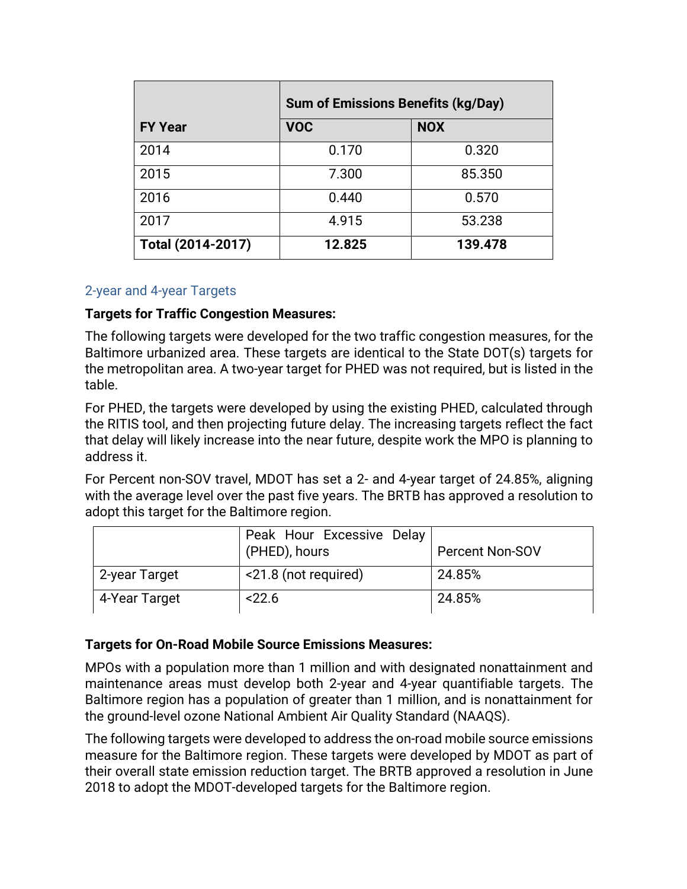| FY Year | Sum of Emissions Benefits (kg/Day) | |
|---|---|---|
| | VOC | NOX |
| 2014 | 0.170 | 0.320 |
| 2015 | 7.300 | 85.350 |
| 2016 | 0.440 | 0.570 |
| 2017 | 4.915 | 53.238 |
| **Total (2014-2017)** | **12.825** | **139.478** |

### 2-year and 4-year Targets

**Targets for Traffic Congestion Measures:**

The following targets were developed for the two traffic congestion measures, for the Baltimore urbanized area. These targets are identical to the State DOT(s) targets for the metropolitan area. A two-year target for PHED was not required, but is listed in the table.

For PHED, the targets were developed by using the existing PHED, calculated through the RITIS tool, and then projecting future delay. The increasing targets reflect the fact that delay will likely increase into the near future, despite work the MPO is planning to address it.

For Percent non-SOV travel, MDOT has set a 2- and 4-year target of 24.85%, aligning with the average level over the past five years. The BRTB has approved a resolution to adopt this target for the Baltimore region.

| | Peak Hour Excessive Delay (PHED), hours | Percent Non-SOV |
|---|---|---|
| 2-year Target | <21.8 (not required) | 24.85% |
| 4-Year Target | <22.6 | 24.85% |

**Targets for On-Road Mobile Source Emissions Measures:**

MPOs with a population more than 1 million and with designated nonattainment and maintenance areas must develop both 2-year and 4-year quantifiable targets. The Baltimore region has a population of greater than 1 million, and is nonattainment for the ground-level ozone National Ambient Air Quality Standard (NAAQS).

The following targets were developed to address the on-road mobile source emissions measure for the Baltimore region. These targets were developed by MDOT as part of their overall state emission reduction target. The BRTB approved a resolution in June 2018 to adopt the MDOT-developed targets for the Baltimore region.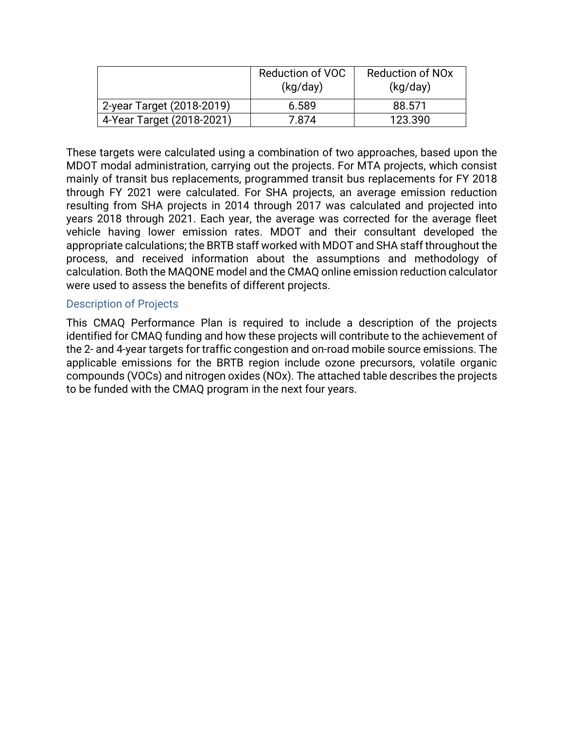| | Reduction of VOC (kg/day) | Reduction of NOx (kg/day) |
|---|---|---|
| 2-year Target (2018-2019) | 6.589 | 88.571 |
| 4-Year Target (2018-2021) | 7.874 | 123.390 |

These targets were calculated using a combination of two approaches, based upon the MDOT modal administration, carrying out the projects. For MTA projects, which consist mainly of transit bus replacements, programmed transit bus replacements for FY 2018 through FY 2021 were calculated. For SHA projects, an average emission reduction resulting from SHA projects in 2014 through 2017 was calculated and projected into years 2018 through 2021. Each year, the average was corrected for the average fleet vehicle having lower emission rates. MDOT and their consultant developed the appropriate calculations; the BRTB staff worked with MDOT and SHA staff throughout the process, and received information about the assumptions and methodology of calculation. Both the MAQONE model and the CMAQ online emission reduction calculator were used to assess the benefits of different projects.

## Description of Projects

This CMAQ Performance Plan is required to include a description of the projects identified for CMAQ funding and how these projects will contribute to the achievement of the 2- and 4-year targets for traffic congestion and on-road mobile source emissions. The applicable emissions for the BRTB region include ozone precursors, volatile organic compounds (VOCs) and nitrogen oxides (NOx). The attached table describes the projects to be funded with the CMAQ program in the next four years.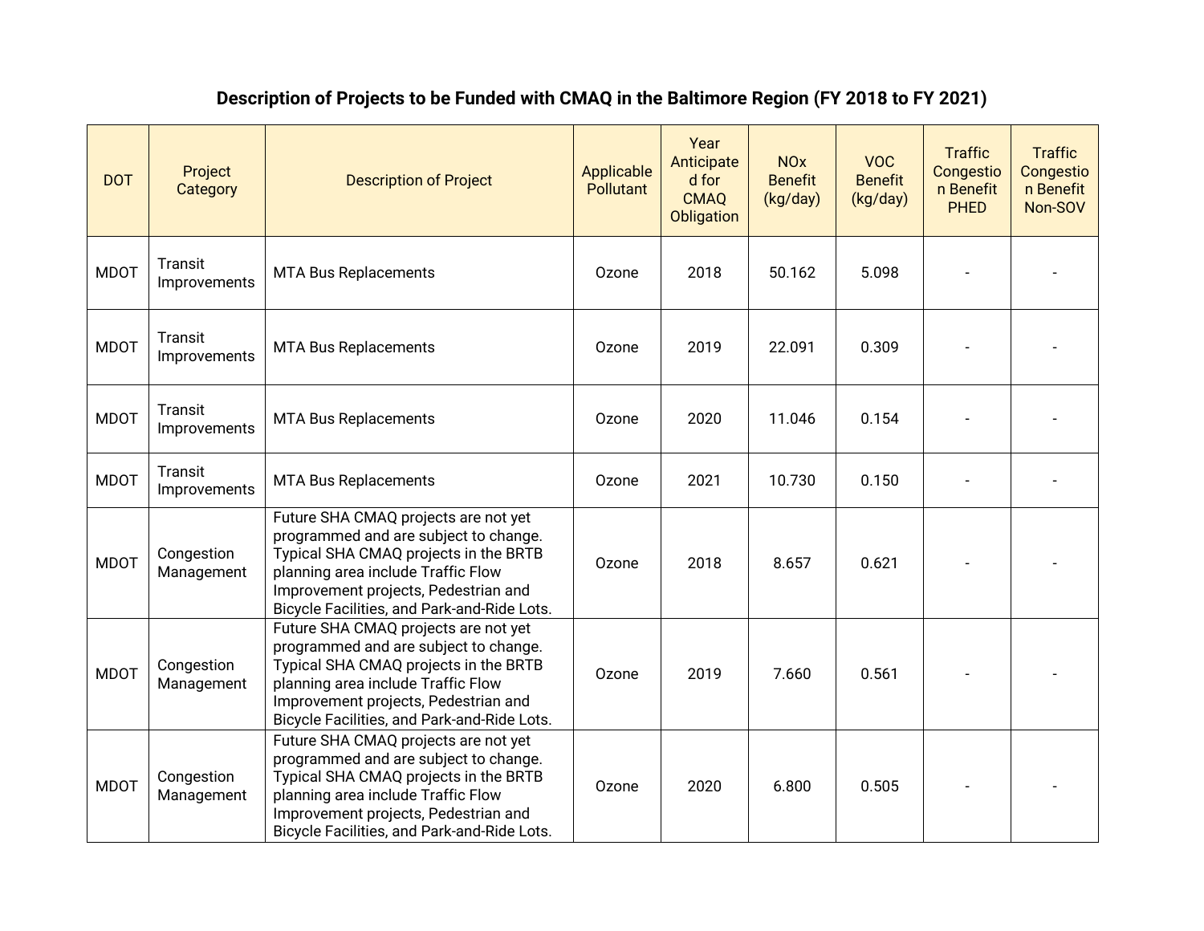**Description of Projects to be Funded with CMAQ in the Baltimore Region (FY 2018 to FY 2021)**

| DOT | Project Category | Description of Project | Applicable Pollutant | Year Anticipated for CMAQ Obligation | NOx Benefit (kg/day) | VOC Benefit (kg/day) | Traffic Congestion Benefit PHED | Traffic Congestion Benefit Non-SOV |
|---|---|---|---|---|---|---|---|---|
| MDOT | Transit Improvements | MTA Bus Replacements | Ozone | 2018 | 50.162 | 5.098 | - | - |
| MDOT | Transit Improvements | MTA Bus Replacements | Ozone | 2019 | 22.091 | 0.309 | - | - |
| MDOT | Transit Improvements | MTA Bus Replacements | Ozone | 2020 | 11.046 | 0.154 | - | - |
| MDOT | Transit Improvements | MTA Bus Replacements | Ozone | 2021 | 10.730 | 0.150 | - | - |
| MDOT | Congestion Management | Future SHA CMAQ projects are not yet programmed and are subject to change. Typical SHA CMAQ projects in the BRTB planning area include Traffic Flow Improvement projects, Pedestrian and Bicycle Facilities, and Park-and-Ride Lots. | Ozone | 2018 | 8.657 | 0.621 | - | - |
| MDOT | Congestion Management | Future SHA CMAQ projects are not yet programmed and are subject to change. Typical SHA CMAQ projects in the BRTB planning area include Traffic Flow Improvement projects, Pedestrian and Bicycle Facilities, and Park-and-Ride Lots. | Ozone | 2019 | 7.660 | 0.561 | - | - |
| MDOT | Congestion Management | Future SHA CMAQ projects are not yet programmed and are subject to change. Typical SHA CMAQ projects in the BRTB planning area include Traffic Flow Improvement projects, Pedestrian and Bicycle Facilities, and Park-and-Ride Lots. | Ozone | 2020 | 6.800 | 0.505 | - | - |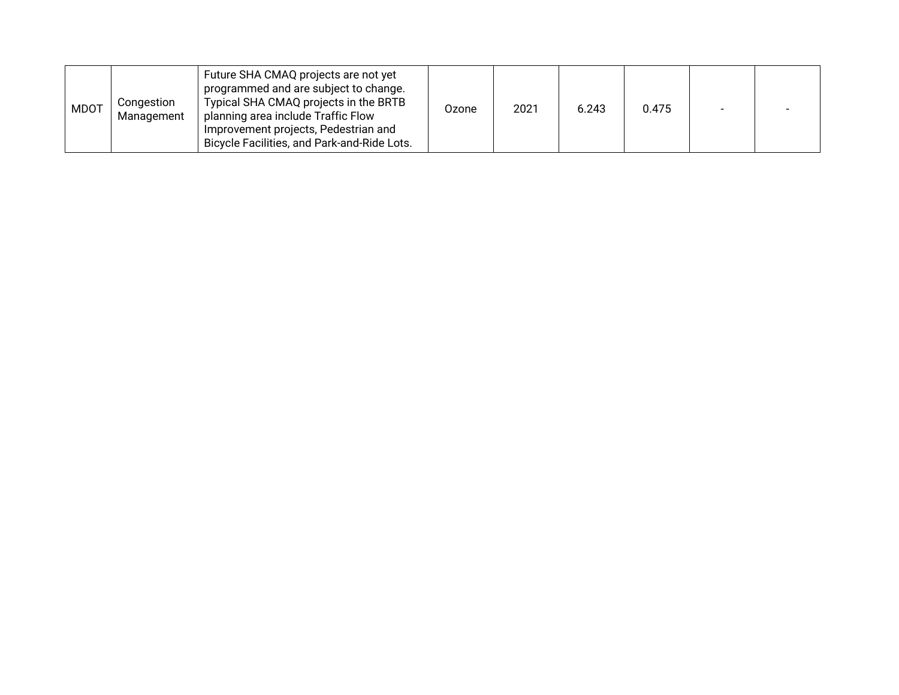| | | | | | | | | |
|---|---|---|---|---|---|---|---|---|
| MDOT | Congestion Management | Future SHA CMAQ projects are not yet programmed and are subject to change. Typical SHA CMAQ projects in the BRTB planning area include Traffic Flow Improvement projects, Pedestrian and Bicycle Facilities, and Park-and-Ride Lots. | Ozone | 2021 | 6.243 | 0.475 | - | - |